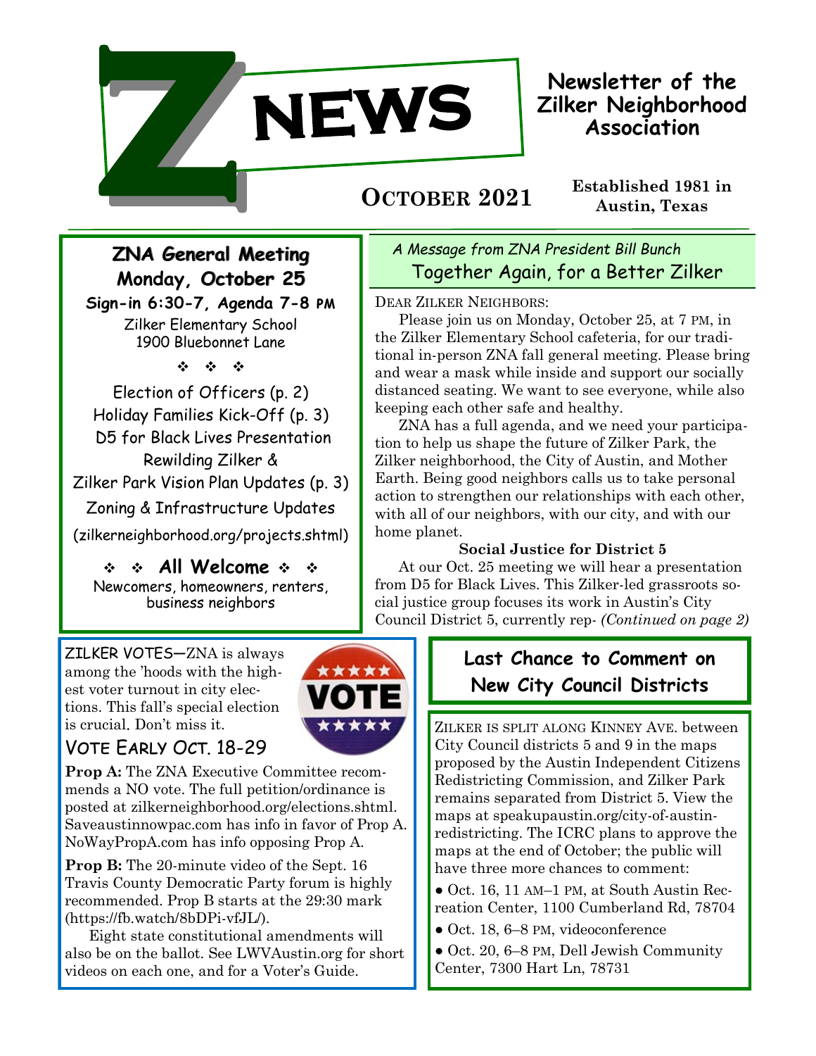# Z NEWS

**Newsletter of the Zilker Neighborhood Association**

**OCTOBER 2021**

**Established 1981 in Austin, Texas**

## ZNA General Meeting
## Monday, October 25

**Sign-in 6:30-7, Agenda 7-8 PM**

Zilker Elementary School
1900 Bluebonnet Lane

❖ ❖ ❖

Election of Officers (p. 2)
Holiday Families Kick-Off (p. 3)
D5 for Black Lives Presentation
Rewilding Zilker &
Zilker Park Vision Plan Updates (p. 3)
Zoning & Infrastructure Updates
(zilkerneighborhood.org/projects.shtml)

❖ ❖ **All Welcome** ❖ ❖
Newcomers, homeowners, renters, business neighbors

*A Message from ZNA President Bill Bunch*

## Together Again, for a Better Zilker

DEAR ZILKER NEIGHBORS:

Please join us on Monday, October 25, at 7 PM, in the Zilker Elementary School cafeteria, for our traditional in-person ZNA fall general meeting. Please bring and wear a mask while inside and support our socially distanced seating. We want to see everyone, while also keeping each other safe and healthy.

ZNA has a full agenda, and we need your participation to help us shape the future of Zilker Park, the Zilker neighborhood, the City of Austin, and Mother Earth. Being good neighbors calls us to take personal action to strengthen our relationships with each other, with all of our neighbors, with our city, and with our home planet.

**Social Justice for District 5**

At our Oct. 25 meeting we will hear a presentation from D5 for Black Lives. This Zilker-led grassroots social justice group focuses its work in Austin's City Council District 5, currently rep- *(Continued on page 2)*

ZILKER VOTES—ZNA is always among the 'hoods with the highest voter turnout in city elections. This fall's special election is crucial. Don't miss it.

### VOTE EARLY OCT. 18-29

**Prop A:** The ZNA Executive Committee recommends a NO vote. The full petition/ordinance is posted at zilkerneighborhood.org/elections.shtml. Saveaustinnowpac.com has info in favor of Prop A. NoWayPropA.com has info opposing Prop A.

**Prop B:** The 20-minute video of the Sept. 16 Travis County Democratic Party forum is highly recommended. Prop B starts at the 29:30 mark (https://fb.watch/8bDPi-vfJL/).

Eight state constitutional amendments will also be on the ballot. See LWVAustin.org for short videos on each one, and for a Voter's Guide.

## Last Chance to Comment on New City Council Districts

ZILKER IS SPLIT ALONG KINNEY AVE. between City Council districts 5 and 9 in the maps proposed by the Austin Independent Citizens Redistricting Commission, and Zilker Park remains separated from District 5. View the maps at speakupaustin.org/city-of-austin-redistricting. The ICRC plans to approve the maps at the end of October; the public will have three more chances to comment:

- Oct. 16, 11 AM–1 PM, at South Austin Recreation Center, 1100 Cumberland Rd, 78704
- Oct. 18, 6–8 PM, videoconference
- Oct. 20, 6–8 PM, Dell Jewish Community Center, 7300 Hart Ln, 78731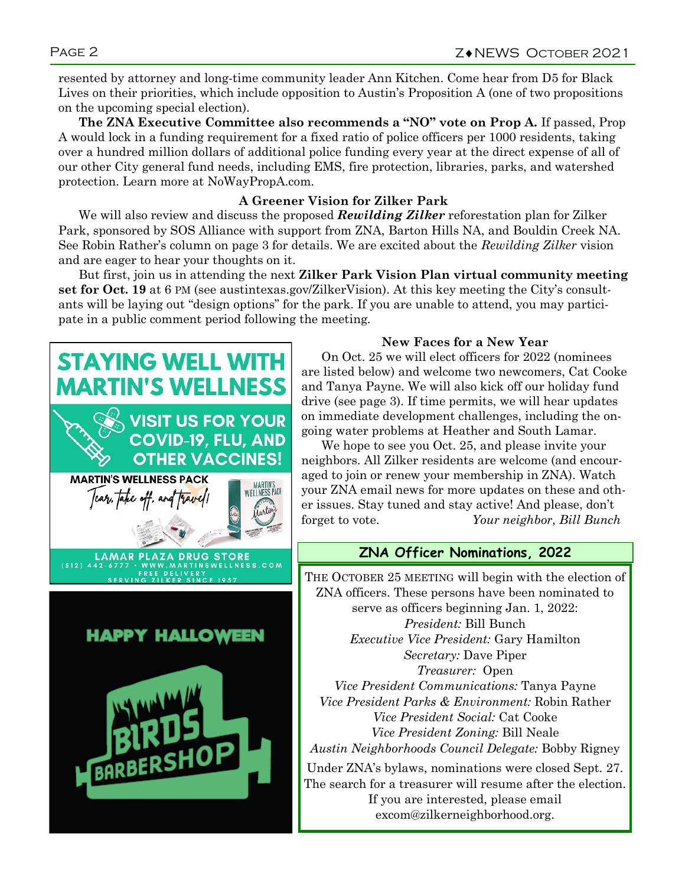resented by attorney and long-time community leader Ann Kitchen. Come hear from D5 for Black Lives on their priorities, which include opposition to Austin's Proposition A (one of two propositions on the upcoming special election).

**The ZNA Executive Committee also recommends a "NO" vote on Prop A.** If passed, Prop A would lock in a funding requirement for a fixed ratio of police officers per 1000 residents, taking over a hundred million dollars of additional police funding every year at the direct expense of all of our other City general fund needs, including EMS, fire protection, libraries, parks, and watershed protection. Learn more at NoWayPropA.com.

### A Greener Vision for Zilker Park

We will also review and discuss the proposed ***Rewilding Zilker*** reforestation plan for Zilker Park, sponsored by SOS Alliance with support from ZNA, Barton Hills NA, and Bouldin Creek NA. See Robin Rather's column on page 3 for details. We are excited about the *Rewilding Zilker* vision and are eager to hear your thoughts on it.

But first, join us in attending the next **Zilker Park Vision Plan virtual community meeting set for Oct. 19** at 6 PM (see austintexas.gov/ZilkerVision). At this key meeting the City's consultants will be laying out "design options" for the park. If you are unable to attend, you may participate in a public comment period following the meeting.

STAYING WELL WITH MARTIN'S WELLNESS

VISIT US FOR YOUR COVID-19, FLU, AND OTHER VACCINES!

MARTIN'S WELLNESS PACK
Tear, take off, and travel!

LAMAR PLAZA DRUG STORE
(512) 442-6777 · WWW.MARTINSWELLNESS.COM
FREE DELIVERY
SERVING ZILKER SINCE 1957

HAPPY HALLOWEEN
BIRDS BARBERSHOP

### New Faces for a New Year

On Oct. 25 we will elect officers for 2022 (nominees are listed below) and welcome two newcomers, Cat Cooke and Tanya Payne. We will also kick off our holiday fund drive (see page 3). If time permits, we will hear updates on immediate development challenges, including the ongoing water problems at Heather and South Lamar.

We hope to see you Oct. 25, and please invite your neighbors. All Zilker residents are welcome (and encouraged to join or renew your membership in ZNA). Watch your ZNA email news for more updates on these and other issues. Stay tuned and stay active! And please, don't forget to vote.

*Your neighbor, Bill Bunch*

### ZNA Officer Nominations, 2022

THE OCTOBER 25 MEETING will begin with the election of ZNA officers. These persons have been nominated to serve as officers beginning Jan. 1, 2022:

*President:* Bill Bunch
*Executive Vice President:* Gary Hamilton
*Secretary:* Dave Piper
*Treasurer:* Open
*Vice President Communications:* Tanya Payne
*Vice President Parks & Environment:* Robin Rather
*Vice President Social:* Cat Cooke
*Vice President Zoning:* Bill Neale
*Austin Neighborhoods Council Delegate:* Bobby Rigney

Under ZNA's bylaws, nominations were closed Sept. 27. The search for a treasurer will resume after the election. If you are interested, please email excom@zilkerneighborhood.org.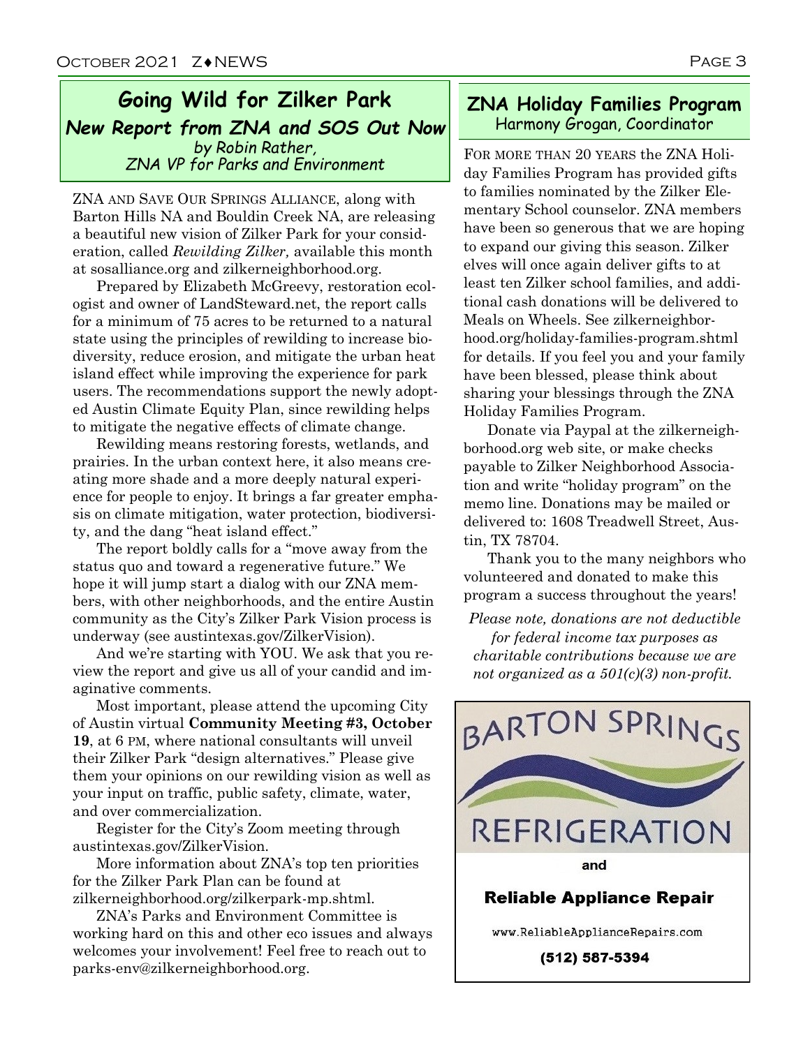## Going Wild for Zilker Park

### *New Report from ZNA and SOS Out Now*

*by Robin Rather, ZNA VP for Parks and Environment*

ZNA and Save Our Springs Alliance, along with Barton Hills NA and Bouldin Creek NA, are releasing a beautiful new vision of Zilker Park for your consideration, called *Rewilding Zilker,* available this month at sosalliance.org and zilkerneighborhood.org.

Prepared by Elizabeth McGreevy, restoration ecologist and owner of LandSteward.net, the report calls for a minimum of 75 acres to be returned to a natural state using the principles of rewilding to increase biodiversity, reduce erosion, and mitigate the urban heat island effect while improving the experience for park users. The recommendations support the newly adopted Austin Climate Equity Plan, since rewilding helps to mitigate the negative effects of climate change.

Rewilding means restoring forests, wetlands, and prairies. In the urban context here, it also means creating more shade and a more deeply natural experience for people to enjoy. It brings a far greater emphasis on climate mitigation, water protection, biodiversity, and the dang "heat island effect."

The report boldly calls for a "move away from the status quo and toward a regenerative future." We hope it will jump start a dialog with our ZNA members, with other neighborhoods, and the entire Austin community as the City's Zilker Park Vision process is underway (see austintexas.gov/ZilkerVision).

And we're starting with YOU. We ask that you review the report and give us all of your candid and imaginative comments.

Most important, please attend the upcoming City of Austin virtual **Community Meeting #3, October 19**, at 6 PM, where national consultants will unveil their Zilker Park "design alternatives." Please give them your opinions on our rewilding vision as well as your input on traffic, public safety, climate, water, and over commercialization.

Register for the City's Zoom meeting through austintexas.gov/ZilkerVision.

More information about ZNA's top ten priorities for the Zilker Park Plan can be found at zilkerneighborhood.org/zilkerpark-mp.shtml.

ZNA's Parks and Environment Committee is working hard on this and other eco issues and always welcomes your involvement! Feel free to reach out to parks-env@zilkerneighborhood.org.

## ZNA Holiday Families Program

Harmony Grogan, Coordinator

For more than 20 years the ZNA Holiday Families Program has provided gifts to families nominated by the Zilker Elementary School counselor. ZNA members have been so generous that we are hoping to expand our giving this season. Zilker elves will once again deliver gifts to at least ten Zilker school families, and additional cash donations will be delivered to Meals on Wheels. See zilkerneighborhood.org/holiday-families-program.shtml for details. If you feel you and your family have been blessed, please think about sharing your blessings through the ZNA Holiday Families Program.

Donate via Paypal at the zilkerneighborhood.org web site, or make checks payable to Zilker Neighborhood Association and write "holiday program" on the memo line. Donations may be mailed or delivered to: 1608 Treadwell Street, Austin, TX 78704.

Thank you to the many neighbors who volunteered and donated to make this program a success throughout the years!

*Please note, donations are not deductible for federal income tax purposes as charitable contributions because we are not organized as a 501(c)(3) non-profit.*

BARTON SPRINGS REFRIGERATION

and

**Reliable Appliance Repair**

www.ReliableApplianceRepairs.com

**(512) 587-5394**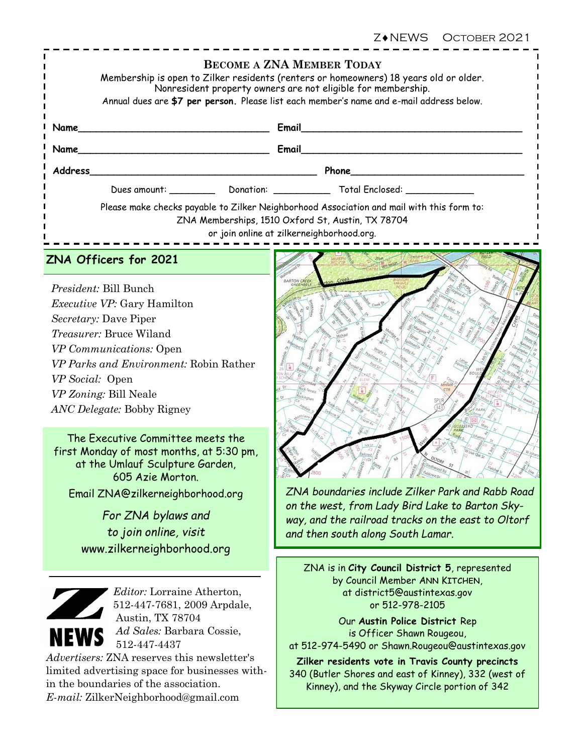## Become a ZNA Member Today

Membership is open to Zilker residents (renters or homeowners) 18 years old or older.
Nonresident property owners are not eligible for membership.
Annual dues are **$7 per person.** Please list each member's name and e-mail address below.

**Name**\_\_\_\_\_\_\_\_\_\_\_\_\_\_\_\_\_\_\_\_\_\_\_\_\_\_\_\_\_\_ **Email**\_\_\_\_\_\_\_\_\_\_\_\_\_\_\_\_\_\_\_\_\_\_\_\_\_\_\_\_\_\_

**Name**\_\_\_\_\_\_\_\_\_\_\_\_\_\_\_\_\_\_\_\_\_\_\_\_\_\_\_\_\_\_ **Email**\_\_\_\_\_\_\_\_\_\_\_\_\_\_\_\_\_\_\_\_\_\_\_\_\_\_\_\_\_\_

**Address**\_\_\_\_\_\_\_\_\_\_\_\_\_\_\_\_\_\_\_\_\_\_\_\_\_\_\_\_\_\_ **Phone**\_\_\_\_\_\_\_\_\_\_\_\_\_\_\_\_\_\_\_\_\_\_\_\_

Dues amount: \_\_\_\_\_\_\_\_ Donation: \_\_\_\_\_\_\_\_ Total Enclosed: \_\_\_\_\_\_\_\_

Please make checks payable to Zilker Neighborhood Association and mail with this form to:
ZNA Memberships, 1510 Oxford St, Austin, TX 78704
or join online at zilkerneighborhood.org.

## ZNA Officers for 2021

*President:* Bill Bunch
*Executive VP:* Gary Hamilton
*Secretary:* Dave Piper
*Treasurer:* Bruce Wiland
*VP Communications:* Open
*VP Parks and Environment:* Robin Rather
*VP Social:* Open
*VP Zoning:* Bill Neale
*ANC Delegate:* Bobby Rigney

The Executive Committee meets the first Monday of most months, at 5:30 pm, at the Umlauf Sculpture Garden, 605 Azie Morton.

Email ZNA@zilkerneighborhood.org

*For ZNA bylaws and to join online, visit*
www.zilkerneighborhood.org

*ZNA boundaries include Zilker Park and Rabb Road on the west, from Lady Bird Lake to Barton Skyway, and the railroad tracks on the east to Oltorf and then south along South Lamar.*

ZNA is in **City Council District 5**, represented by Council Member ANN KITCHEN, at district5@austintexas.gov or 512-978-2105

Our **Austin Police District** Rep is Officer Shawn Rougeou, at 512-974-5490 or Shawn.Rougeou@austintexas.gov

**Zilker residents vote in Travis County precincts** 340 (Butler Shores and east of Kinney), 332 (west of Kinney), and the Skyway Circle portion of 342

**Z NEWS**

*Editor:* Lorraine Atherton, 512-447-7681, 2009 Arpdale, Austin, TX 78704
*Ad Sales:* Barbara Cossie, 512-447-4437

*Advertisers:* ZNA reserves this newsletter's limited advertising space for businesses within the boundaries of the association.
*E-mail:* ZilkerNeighborhood@gmail.com